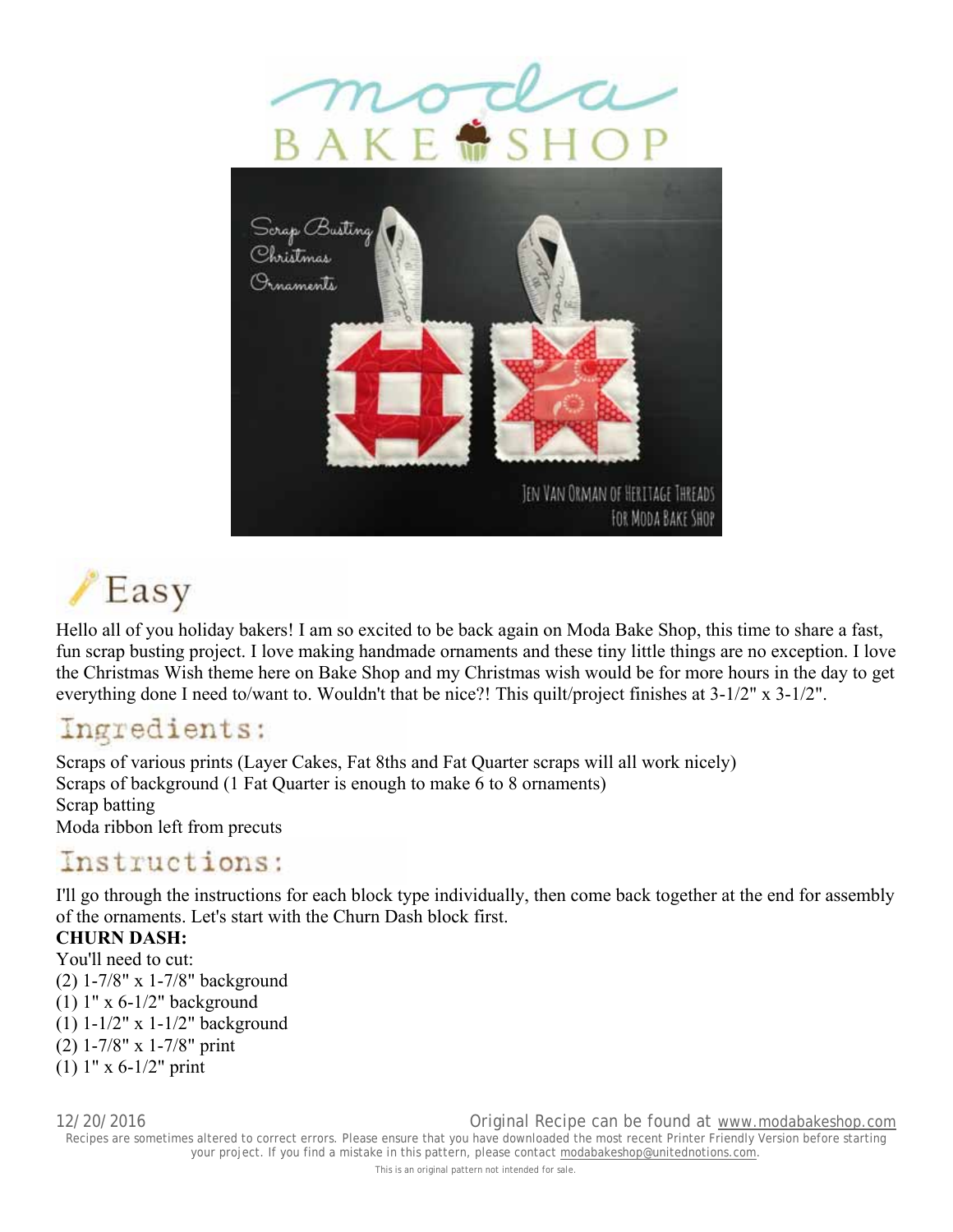Easy

Hello all of you holiday bakers! I am so excited to be back again on Moda Bake Shop, this time to share a fast, fun scrap busting project. I love making handmade ornaments and these tiny little things are no exception. I love the Christmas Wish theme here on Bake Shop and my Christmas wish would be for more hours in the day to get everything done I need to/want to. Wouldn't that be nice?! This quilt/project finishes at 3-1/2" x 3-1/2".

## Ingredients:

Scraps of various prints (Layer Cakes, Fat 8ths and Fat Quarter scraps will all work nicely)
Scraps of background (1 Fat Quarter is enough to make 6 to 8 ornaments)
Scrap batting
Moda ribbon left from precuts

## Instructions:

I'll go through the instructions for each block type individually, then come back together at the end for assembly of the ornaments. Let's start with the Churn Dash block first.

**CHURN DASH:**

You'll need to cut:
(2) 1-7/8" x 1-7/8" background
(1) 1" x 6-1/2" background
(1) 1-1/2" x 1-1/2" background
(2) 1-7/8" x 1-7/8" print
(1) 1" x 6-1/2" print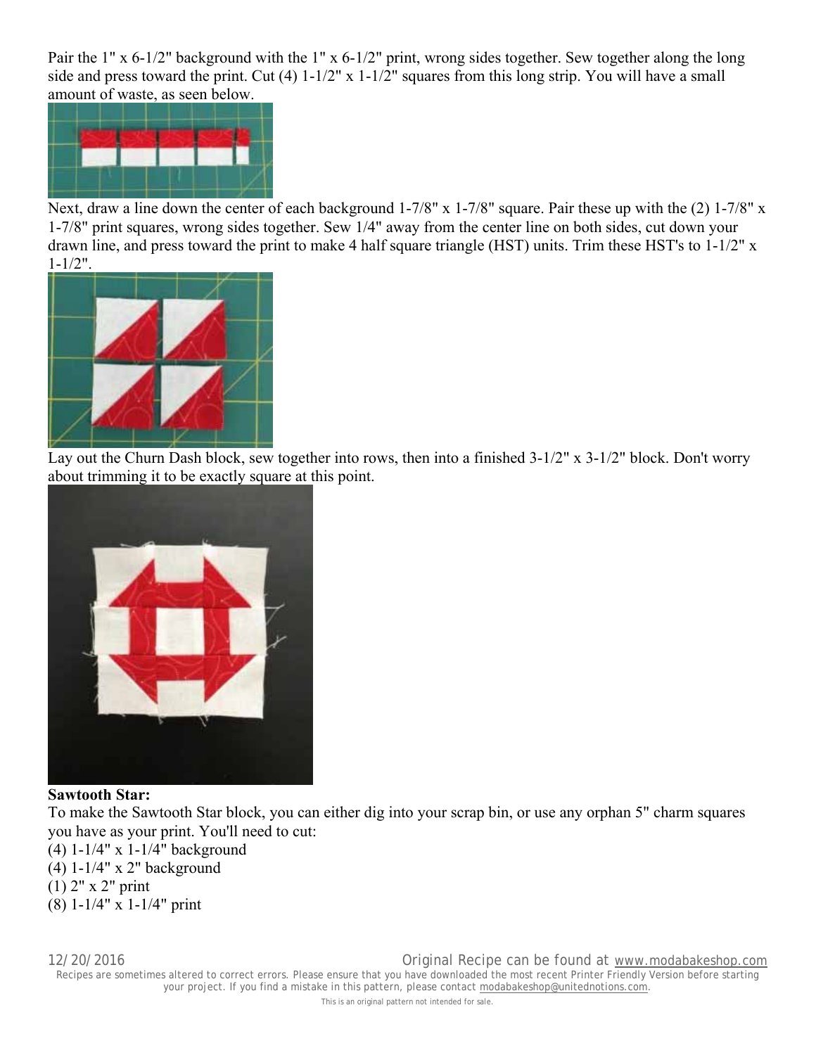Pair the 1" x 6-1/2" background with the 1" x 6-1/2" print, wrong sides together. Sew together along the long side and press toward the print. Cut (4) 1-1/2" x 1-1/2" squares from this long strip. You will have a small amount of waste, as seen below.

Next, draw a line down the center of each background 1-7/8" x 1-7/8" square. Pair these up with the (2) 1-7/8" x 1-7/8" print squares, wrong sides together. Sew 1/4" away from the center line on both sides, cut down your drawn line, and press toward the print to make 4 half square triangle (HST) units. Trim these HST's to 1-1/2" x 1-1/2".

Lay out the Churn Dash block, sew together into rows, then into a finished 3-1/2" x 3-1/2" block. Don't worry about trimming it to be exactly square at this point.

**Sawtooth Star:**

To make the Sawtooth Star block, you can either dig into your scrap bin, or use any orphan 5" charm squares you have as your print. You'll need to cut:

(4) 1-1/4" x 1-1/4" background
(4) 1-1/4" x 2" background
(1) 2" x 2" print
(8) 1-1/4" x 1-1/4" print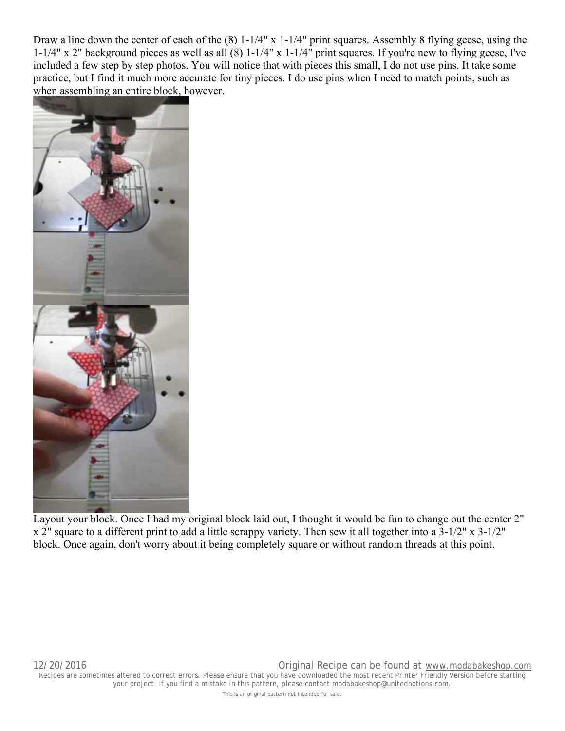Draw a line down the center of each of the (8) 1-1/4" x 1-1/4" print squares. Assembly 8 flying geese, using the 1-1/4" x 2" background pieces as well as all (8) 1-1/4" x 1-1/4" print squares. If you're new to flying geese, I've included a few step by step photos. You will notice that with pieces this small, I do not use pins. It take some practice, but I find it much more accurate for tiny pieces. I do use pins when I need to match points, such as when assembling an entire block, however.

Layout your block. Once I had my original block laid out, I thought it would be fun to change out the center 2" x 2" square to a different print to add a little scrappy variety. Then sew it all together into a 3-1/2" x 3-1/2" block. Once again, don't worry about it being completely square or without random threads at this point.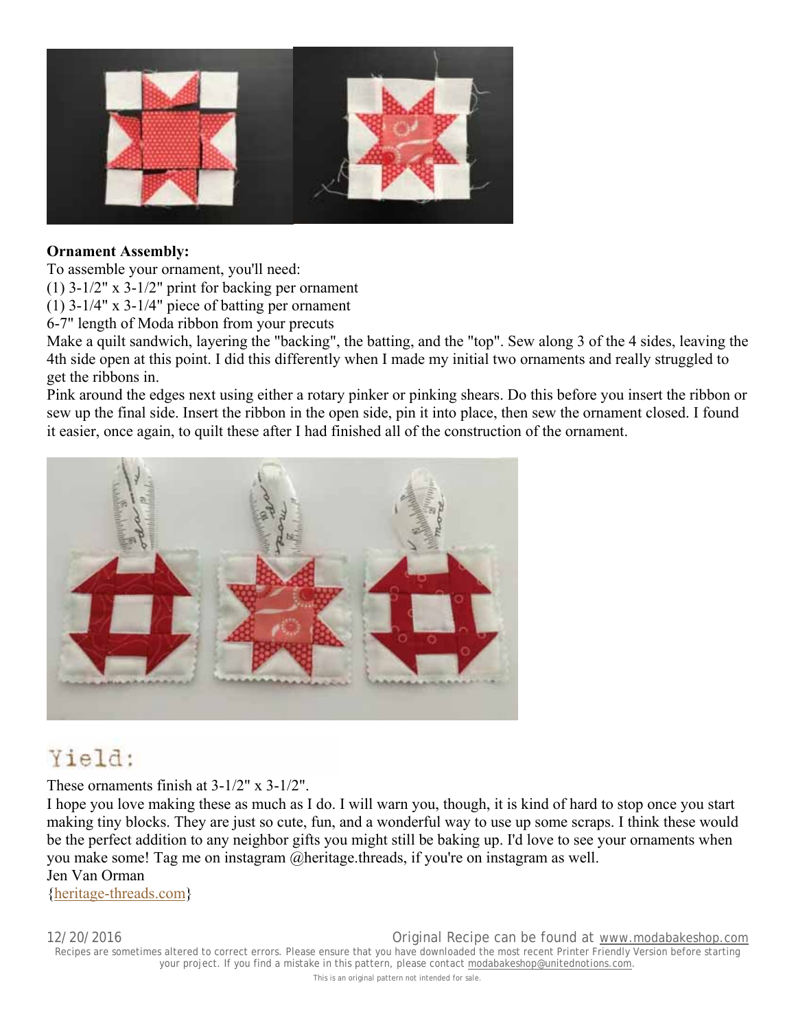**Ornament Assembly:**

To assemble your ornament, you'll need:

(1) 3-1/2" x 3-1/2" print for backing per ornament

(1) 3-1/4" x 3-1/4" piece of batting per ornament

6-7" length of Moda ribbon from your precuts

Make a quilt sandwich, layering the "backing", the batting, and the "top". Sew along 3 of the 4 sides, leaving the 4th side open at this point. I did this differently when I made my initial two ornaments and really struggled to get the ribbons in.

Pink around the edges next using either a rotary pinker or pinking shears. Do this before you insert the ribbon or sew up the final side. Insert the ribbon in the open side, pin it into place, then sew the ornament closed. I found it easier, once again, to quilt these after I had finished all of the construction of the ornament.

## Yield:

These ornaments finish at 3-1/2" x 3-1/2".

I hope you love making these as much as I do. I will warn you, though, it is kind of hard to stop once you start making tiny blocks. They are just so cute, fun, and a wonderful way to use up some scraps. I think these would be the perfect addition to any neighbor gifts you might still be baking up. I'd love to see your ornaments when you make some! Tag me on instagram @heritage.threads, if you're on instagram as well.

Jen Van Orman

{heritage-threads.com}

12/20/2016 Original Recipe can be found at www.modabakeshop.com

Recipes are sometimes altered to correct errors. Please ensure that you have downloaded the most recent Printer Friendly Version before starting your project. If you find a mistake in this pattern, please contact modabakeshop@unitednotions.com.

This is an original pattern not intended for sale.